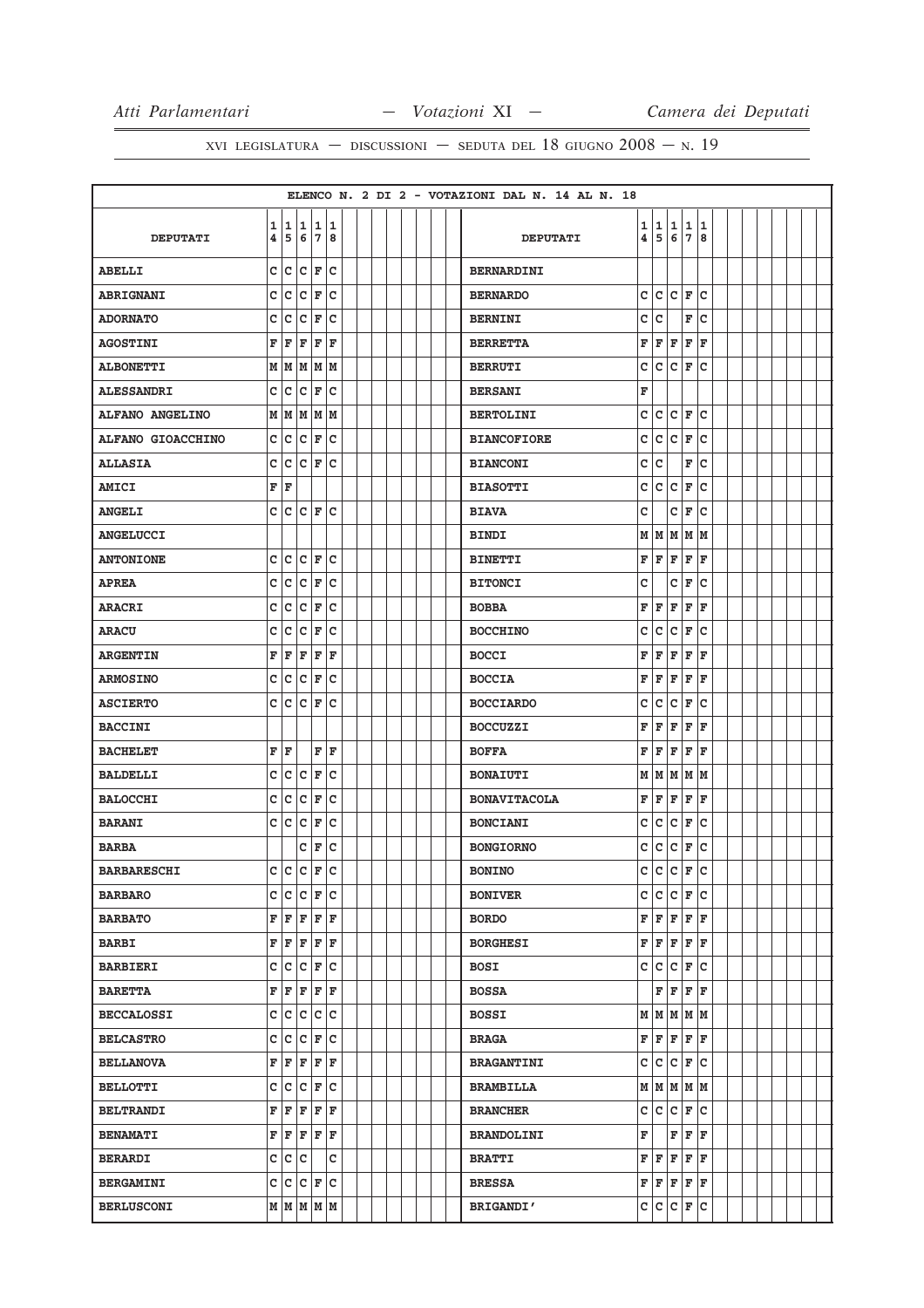ELENCO N. 2 DI 2 - VOTAZIONI DAL N. 14 AL N. 18

| DEPUTATI | 14 | 15 | 16 | 17 | 18 | DEPUTATI | 14 | 15 | 16 | 17 | 18 |
|---|---|---|---|---|---|---|---|---|---|---|---|
| ABELLI | C | C | C | F | C | BERNARDINI | | | | | |
| ABRIGNANI | C | C | C | F | C | BERNARDO | C | C | C | F | C |
| ADORNATO | C | C | C | F | C | BERNINI | C | C | | F | C |
| AGOSTINI | F | F | F | F | F | BERRETTA | F | F | F | F | F |
| ALBONETTI | M | M | M | M | M | BERRUTI | C | C | C | F | C |
| ALESSANDRI | C | C | C | F | C | BERSANI | F | | | | |
| ALFANO ANGELINO | M | M | M | M | M | BERTOLINI | C | C | C | F | C |
| ALFANO GIOACCHINO | C | C | C | F | C | BIANCOFIORE | C | C | C | F | C |
| ALLASIA | C | C | C | F | C | BIANCONI | C | C | | F | C |
| AMICI | F | F | | | | BIASOTTI | C | C | C | F | C |
| ANGELI | C | C | C | F | C | BIAVA | C | | C | F | C |
| ANGELUCCI | | | | | | BINDI | M | M | M | M | M |
| ANTONIONE | C | C | C | F | C | BINETTI | F | F | F | F | F |
| APREA | C | C | C | F | C | BITONCI | C | | C | F | C |
| ARACRI | C | C | C | F | C | BOBBA | F | F | F | F | F |
| ARACU | C | C | C | F | C | BOCCHINO | C | C | C | F | C |
| ARGENTIN | F | F | F | F | F | BOCCI | F | F | F | F | F |
| ARMOSINO | C | C | C | F | C | BOCCIA | F | F | F | F | F |
| ASCIERTO | C | C | C | F | C | BOCCIARDO | C | C | C | F | C |
| BACCINI | | | | | | BOCCUZZI | F | F | F | F | F |
| BACHELET | F | F | | F | F | BOFFA | F | F | F | F | F |
| BALDELLI | C | C | C | F | C | BONAIUTI | M | M | M | M | M |
| BALOCCHI | C | C | C | F | C | BONAVITACOLA | F | F | F | F | F |
| BARANI | C | C | C | F | C | BONCIANI | C | C | C | F | C |
| BARBA | | | C | F | C | BONGIORNO | C | C | C | F | C |
| BARBARESCHI | C | C | C | F | C | BONINO | C | C | C | F | C |
| BARBARO | C | C | C | F | C | BONIVER | C | C | C | F | C |
| BARBATO | F | F | F | F | F | BORDO | F | F | F | F | F |
| BARBI | F | F | F | F | F | BORGHESI | F | F | F | F | F |
| BARBIERI | C | C | C | F | C | BOSI | C | C | C | F | C |
| BARETTA | F | F | F | F | F | BOSSA | | F | F | F | F |
| BECCALOSSI | C | C | C | C | C | BOSSI | M | M | M | M | M |
| BELCASTRO | C | C | C | F | C | BRAGA | F | F | F | F | F |
| BELLANOVA | F | F | F | F | F | BRAGANTINI | C | C | C | F | C |
| BELLOTTI | C | C | C | F | C | BRAMBILLA | M | M | M | M | M |
| BELTRANDI | F | F | F | F | F | BRANCHER | C | C | C | F | C |
| BENAMATI | F | F | F | F | F | BRANDOLINI | F | | F | F | F |
| BERARDI | C | C | C | | C | BRATTI | F | F | F | F | F |
| BERGAMINI | C | C | C | F | C | BRESSA | F | F | F | F | F |
| BERLUSCONI | M | M | M | M | M | BRIGANDI' | C | C | C | F | C |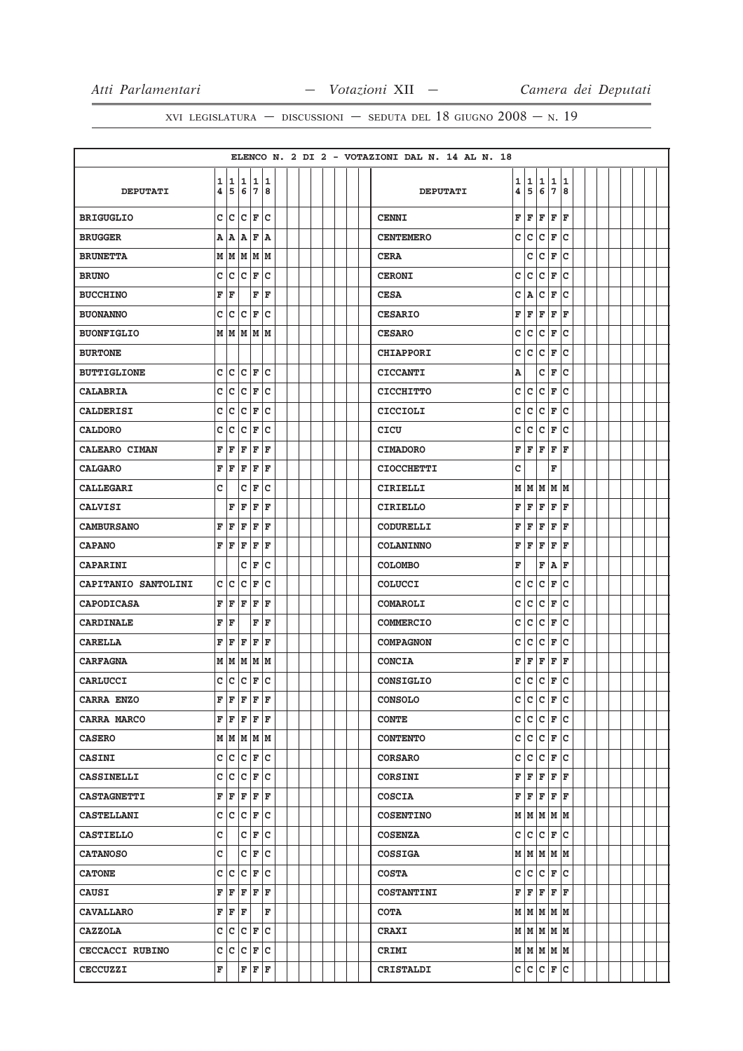ELENCO N. 2 DI 2 - VOTAZIONI DAL N. 14 AL N. 18

| DEPUTATI | 14 | 15 | 16 | 17 | 18 |
|---|---|---|---|---|---|
| BRIGUGLIO | C | C | C | F | C |
| BRUGGER | A | A | A | F | A |
| BRUNETTA | M | M | M | M | M |
| BRUNO | C | C | C | F | C |
| BUCCHINO | F | F | | F | F |
| BUONANNO | C | C | C | F | C |
| BUONFIGLIO | M | M | M | M | M |
| BURTONE | | | | | |
| BUTTIGLIONE | C | C | C | F | C |
| CALABRIA | C | C | C | F | C |
| CALDERISI | C | C | C | F | C |
| CALDORO | C | C | C | F | C |
| CALEARO CIMAN | F | F | F | F | F |
| CALGARO | F | F | F | F | F |
| CALLEGARI | C | | C | F | C |
| CALVISI | | F | F | F | F |
| CAMBURSANO | F | F | F | F | F |
| CAPANO | F | F | F | F | F |
| CAPARINI | | | C | F | C |
| CAPITANIO SANTOLINI | C | C | C | F | C |
| CAPODICASA | F | F | F | F | F |
| CARDINALE | F | F | | F | F |
| CARELLA | F | F | F | F | F |
| CARFAGNA | M | M | M | M | M |
| CARLUCCI | C | C | C | F | C |
| CARRA ENZO | F | F | F | F | F |
| CARRA MARCO | F | F | F | F | F |
| CASERO | M | M | M | M | M |
| CASINI | C | C | C | F | C |
| CASSINELLI | C | C | C | F | C |
| CASTAGNETTI | F | F | F | F | F |
| CASTELLANI | C | C | C | F | C |
| CASTIELLO | C | | C | F | C |
| CATANOSO | C | | C | F | C |
| CATONE | C | C | C | F | C |
| CAUSI | F | F | F | F | F |
| CAVALLARO | F | F | F | | F |
| CAZZOLA | C | C | C | F | C |
| CECCACCI RUBINO | C | C | C | F | C |
| CECCUZZI | F | | F | F | F |
| CENNI | F | F | F | F | F |
| CENTEMERO | C | C | C | F | C |
| CERA | | C | C | F | C |
| CERONI | C | C | C | F | C |
| CESA | C | A | C | F | C |
| CESARIO | F | F | F | F | F |
| CESARO | C | C | C | F | C |
| CHIAPPORI | C | C | C | F | C |
| CICCANTI | A | | C | F | C |
| CICCHITTO | C | C | C | F | C |
| CICCIOLI | C | C | C | F | C |
| CICU | C | C | C | F | C |
| CIMADORO | F | F | F | F | F |
| CIOCCHETTI | C | | | F | |
| CIRIELLI | M | M | M | M | M |
| CIRIELLO | F | F | F | F | F |
| CODURELLI | F | F | F | F | F |
| COLANINNO | F | F | F | F | F |
| COLOMBO | F | | F | A | F |
| COLUCCI | C | C | C | F | C |
| COMAROLI | C | C | C | F | C |
| COMMERCIO | C | C | C | F | C |
| COMPAGNON | C | C | C | F | C |
| CONCIA | F | F | F | F | F |
| CONSIGLIO | C | C | C | F | C |
| CONSOLO | C | C | C | F | C |
| CONTE | C | C | C | F | C |
| CONTENTO | C | C | C | F | C |
| CORSARO | C | C | C | F | C |
| CORSINI | F | F | F | F | F |
| COSCIA | F | F | F | F | F |
| COSENTINO | M | M | M | M | M |
| COSENZA | C | C | C | F | C |
| COSSIGA | M | M | M | M | M |
| COSTA | C | C | C | F | C |
| COSTANTINI | F | F | F | F | F |
| COTA | M | M | M | M | M |
| CRAXI | M | M | M | M | M |
| CRIMI | M | M | M | M | M |
| CRISTALDI | C | C | C | F | C |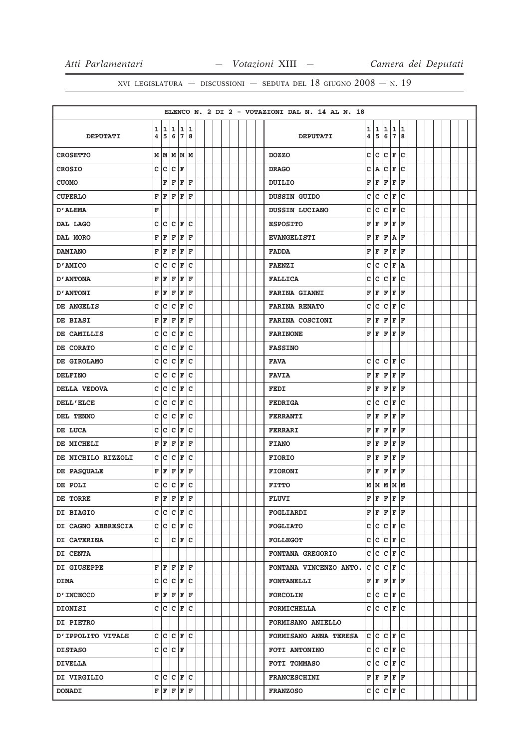ELENCO N. 2 DI 2 - VOTAZIONI DAL N. 14 AL N. 18

| DEPUTATI | 14 | 15 | 16 | 17 | 18 | DEPUTATI | 14 | 15 | 16 | 17 | 18 |
|---|---|---|---|---|---|---|---|---|---|---|---|
| CROSETTO | M | M | M | M | M | DOZZO | C | C | C | F | C |
| CROSIO | C | C | C | F | | DRAGO | C | A | C | F | C |
| CUOMO | | F | F | F | F | DUILIO | F | F | F | F | F |
| CUPERLO | F | F | F | F | F | DUSSIN GUIDO | C | C | C | F | C |
| D'ALEMA | F | | | | | DUSSIN LUCIANO | C | C | C | F | C |
| DAL LAGO | C | C | C | F | C | ESPOSITO | F | F | F | F | F |
| DAL MORO | F | F | F | F | F | EVANGELISTI | F | F | F | A | F |
| DAMIANO | F | F | F | F | F | FADDA | F | F | F | F | F |
| D'AMICO | C | C | C | F | C | FAENZI | C | C | C | F | A |
| D'ANTONA | F | F | F | F | F | FALLICA | C | C | C | F | C |
| D'ANTONI | F | F | F | F | F | FARINA GIANNI | F | F | F | F | F |
| DE ANGELIS | C | C | C | F | C | FARINA RENATO | C | C | C | F | C |
| DE BIASI | F | F | F | F | F | FARINA COSCIONI | F | F | F | F | F |
| DE CAMILLIS | C | C | C | F | C | FARINONE | F | F | F | F | F |
| DE CORATO | C | C | C | F | C | FASSINO | | | | | |
| DE GIROLAMO | C | C | C | F | C | FAVA | C | C | C | F | C |
| DELFINO | C | C | C | F | C | FAVIA | F | F | F | F | F |
| DELLA VEDOVA | C | C | C | F | C | FEDI | F | F | F | F | F |
| DELL'ELCE | C | C | C | F | C | FEDRIGA | C | C | C | F | C |
| DEL TENNO | C | C | C | F | C | FERRANTI | F | F | F | F | F |
| DE LUCA | C | C | C | F | C | FERRARI | F | F | F | F | F |
| DE MICHELI | F | F | F | F | F | FIANO | F | F | F | F | F |
| DE NICHILO RIZZOLI | C | C | C | F | C | FIORIO | F | F | F | F | F |
| DE PASQUALE | F | F | F | F | F | FIORONI | F | F | F | F | F |
| DE POLI | C | C | C | F | C | FITTO | M | M | M | M | M |
| DE TORRE | F | F | F | F | F | FLUVI | F | F | F | F | F |
| DI BIAGIO | C | C | C | F | C | FOGLIARDI | F | F | F | F | F |
| DI CAGNO ABBRESCIA | C | C | C | F | C | FOGLIATO | C | C | C | F | C |
| DI CATERINA | C | | C | F | C | FOLLEGOT | C | C | C | F | C |
| DI CENTA | | | | | | FONTANA GREGORIO | C | C | C | F | C |
| DI GIUSEPPE | F | F | F | F | F | FONTANA VINCENZO ANTO. | C | C | C | F | C |
| DIMA | C | C | C | F | C | FONTANELLI | F | F | F | F | F |
| D'INCECCO | F | F | F | F | F | FORCOLIN | C | C | C | F | C |
| DIONISI | C | C | C | F | C | FORMICHELLA | C | C | C | F | C |
| DI PIETRO | | | | | | FORMISANO ANIELLO | | | | | |
| D'IPPOLITO VITALE | C | C | C | F | C | FORMISANO ANNA TERESA | C | C | C | F | C |
| DISTASO | C | C | C | F | | FOTI ANTONINO | C | C | C | F | C |
| DIVELLA | | | | | | FOTI TOMMASO | C | C | C | F | C |
| DI VIRGILIO | C | C | C | F | C | FRANCESCHINI | F | F | F | F | F |
| DONADI | F | F | F | F | F | FRANZOSO | C | C | C | F | C |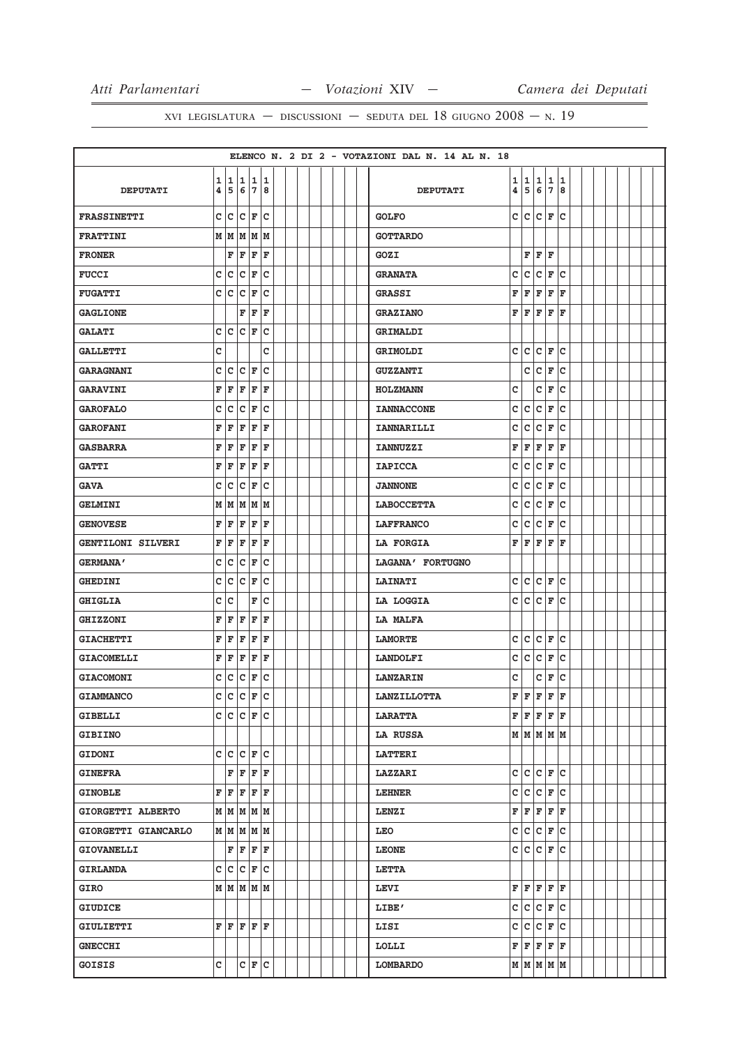XVI LEGISLATURA — DISCUSSIONI — SEDUTA DEL 18 GIUGNO 2008 — N. 19

ELENCO N. 2 DI 2 - VOTAZIONI DAL N. 14 AL N. 18

| DEPUTATI | 14 | 15 | 16 | 17 | 18 | DEPUTATI | 14 | 15 | 16 | 17 | 18 |
|---|---|---|---|---|---|---|---|---|---|---|---|
| FRASSINETTI | C | C | C | F | C | GOLFO | C | C | C | F | C |
| FRATTINI | M | M | M | M | M | GOTTARDO | | | | | |
| FRONER | | F | F | F | F | GOZI | | F | F | F | |
| FUCCI | C | C | C | F | C | GRANATA | C | C | C | F | C |
| FUGATTI | C | C | C | F | C | GRASSI | F | F | F | F | F |
| GAGLIONE | | | F | F | F | GRAZIANO | F | F | F | F | F |
| GALATI | C | C | C | F | C | GRIMALDI | | | | | |
| GALLETTI | C | | | | C | GRIMOLDI | C | C | C | F | C |
| GARAGNANI | C | C | C | F | C | GUZZANTI | | C | C | F | C |
| GARAVINI | F | F | F | F | F | HOLZMANN | C | | C | F | C |
| GAROFALO | C | C | C | F | C | IANNACCONE | C | C | C | F | C |
| GAROFANI | F | F | F | F | F | IANNARILLI | C | C | C | F | C |
| GASBARRA | F | F | F | F | F | IANNUZZI | F | F | F | F | F |
| GATTI | F | F | F | F | F | IAPICCA | C | C | C | F | C |
| GAVA | C | C | C | F | C | JANNONE | C | C | C | F | C |
| GELMINI | M | M | M | M | M | LABOCCETTA | C | C | C | F | C |
| GENOVESE | F | F | F | F | F | LAFFRANCO | C | C | C | F | C |
| GENTILONI SILVERI | F | F | F | F | F | LA FORGIA | F | F | F | F | F |
| GERMANA' | C | C | C | F | C | LAGANA' FORTUGNO | | | | | |
| GHEDINI | C | C | C | F | C | LAINATI | C | C | C | F | C |
| GHIGLIA | C | C | | F | C | LA LOGGIA | C | C | C | F | C |
| GHIZZONI | F | F | F | F | F | LA MALFA | | | | | |
| GIACHETTI | F | F | F | F | F | LAMORTE | C | C | C | F | C |
| GIACOMELLI | F | F | F | F | F | LANDOLFI | C | C | C | F | C |
| GIACOMONI | C | C | C | F | C | LANZARIN | C | | C | F | C |
| GIAMMANCO | C | C | C | F | C | LANZILLOTTA | F | F | F | F | F |
| GIBELLI | C | C | C | F | C | LARATTA | F | F | F | F | F |
| GIBIINO | | | | | | LA RUSSA | M | M | M | M | M |
| GIDONI | C | C | C | F | C | LATTERI | | | | | |
| GINEFRA | | F | F | F | F | LAZZARI | C | C | C | F | C |
| GINOBLE | F | F | F | F | F | LEHNER | C | C | C | F | C |
| GIORGETTI ALBERTO | M | M | M | M | M | LENZI | F | F | F | F | F |
| GIORGETTI GIANCARLO | M | M | M | M | M | LEO | C | C | C | F | C |
| GIOVANELLI | | F | F | F | F | LEONE | C | C | C | F | C |
| GIRLANDA | C | C | C | F | C | LETTA | | | | | |
| GIRO | M | M | M | M | M | LEVI | F | F | F | F | F |
| GIUDICE | | | | | | LIBE' | C | C | C | F | C |
| GIULIETTI | F | F | F | F | F | LISI | C | C | C | F | C |
| GNECCHI | | | | | | LOLLI | F | F | F | F | F |
| GOISIS | C | | C | F | C | LOMBARDO | M | M | M | M | M |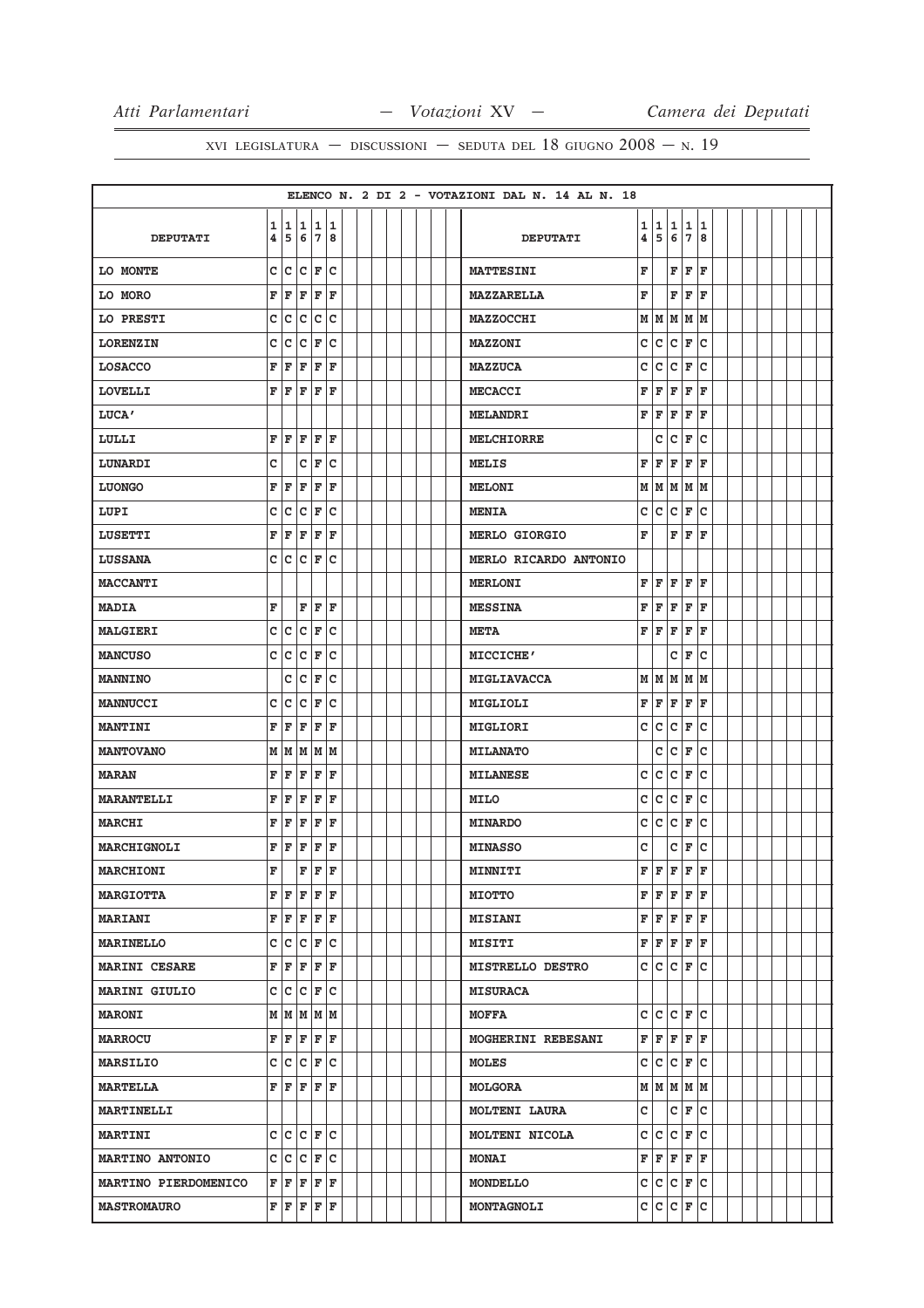ELENCO N. 2 DI 2 - VOTAZIONI DAL N. 14 AL N. 18

| DEPUTATI | 14 | 15 | 16 | 17 | 18 | DEPUTATI | 14 | 15 | 16 | 17 | 18 |
|---|---|---|---|---|---|---|---|---|---|---|---|
| LO MONTE | C | C | C | F | C | MATTESINI | F | | F | F | F |
| LO MORO | F | F | F | F | F | MAZZARELLA | F | | F | F | F |
| LO PRESTI | C | C | C | C | C | MAZZOCCHI | M | M | M | M | M |
| LORENZIN | C | C | C | F | C | MAZZONI | C | C | C | F | C |
| LOSACCO | F | F | F | F | F | MAZZUCA | C | C | C | F | C |
| LOVELLI | F | F | F | F | F | MECACCI | F | F | F | F | F |
| LUCA' | | | | | | MELANDRI | F | F | F | F | F |
| LULLI | F | F | F | F | F | MELCHIORRE | | C | C | F | C |
| LUNARDI | C | | C | F | C | MELIS | F | F | F | F | F |
| LUONGO | F | F | F | F | F | MELONI | M | M | M | M | M |
| LUPI | C | C | C | F | C | MENIA | C | C | C | F | C |
| LUSETTI | F | F | F | F | F | MERLO GIORGIO | F | | F | F | F |
| LUSSANA | C | C | C | F | C | MERLO RICARDO ANTONIO | | | | | |
| MACCANTI | | | | | | MERLONI | F | F | F | F | F |
| MADIA | F | | F | F | F | MESSINA | F | F | F | F | F |
| MALGIERI | C | C | C | F | C | META | F | F | F | F | F |
| MANCUSO | C | C | C | F | C | MICCICHE' | | | C | F | C |
| MANNINO | | C | C | F | C | MIGLIAVACCA | M | M | M | M | M |
| MANNUCCI | C | C | C | F | C | MIGLIOLI | F | F | F | F | F |
| MANTINI | F | F | F | F | F | MIGLIORI | C | C | C | F | C |
| MANTOVANO | M | M | M | M | M | MILANATO | | C | C | F | C |
| MARAN | F | F | F | F | F | MILANESE | C | C | C | F | C |
| MARANTELLI | F | F | F | F | F | MILO | C | C | C | F | C |
| MARCHI | F | F | F | F | F | MINARDO | C | C | C | F | C |
| MARCHIGNOLI | F | F | F | F | F | MINASSO | C | | C | F | C |
| MARCHIONI | F | | F | F | F | MINNITI | F | F | F | F | F |
| MARGIOTTA | F | F | F | F | F | MIOTTO | F | F | F | F | F |
| MARIANI | F | F | F | F | F | MISIANI | F | F | F | F | F |
| MARINELLO | C | C | C | F | C | MISITI | F | F | F | F | F |
| MARINI CESARE | F | F | F | F | F | MISTRELLO DESTRO | C | C | C | F | C |
| MARINI GIULIO | C | C | C | F | C | MISURACA | | | | | |
| MARONI | M | M | M | M | M | MOFFA | C | C | C | F | C |
| MARROCU | F | F | F | F | F | MOGHERINI REBESANI | F | F | F | F | F |
| MARSILIO | C | C | C | F | C | MOLES | C | C | C | F | C |
| MARTELLA | F | F | F | F | F | MOLGORA | M | M | M | M | M |
| MARTINELLI | | | | | | MOLTENI LAURA | C | | C | F | C |
| MARTINI | C | C | C | F | C | MOLTENI NICOLA | C | C | C | F | C |
| MARTINO ANTONIO | C | C | C | F | C | MONAI | F | F | F | F | F |
| MARTINO PIERDOMENICO | F | F | F | F | F | MONDELLO | C | C | C | F | C |
| MASTROMAURO | F | F | F | F | F | MONTAGNOLI | C | C | C | F | C |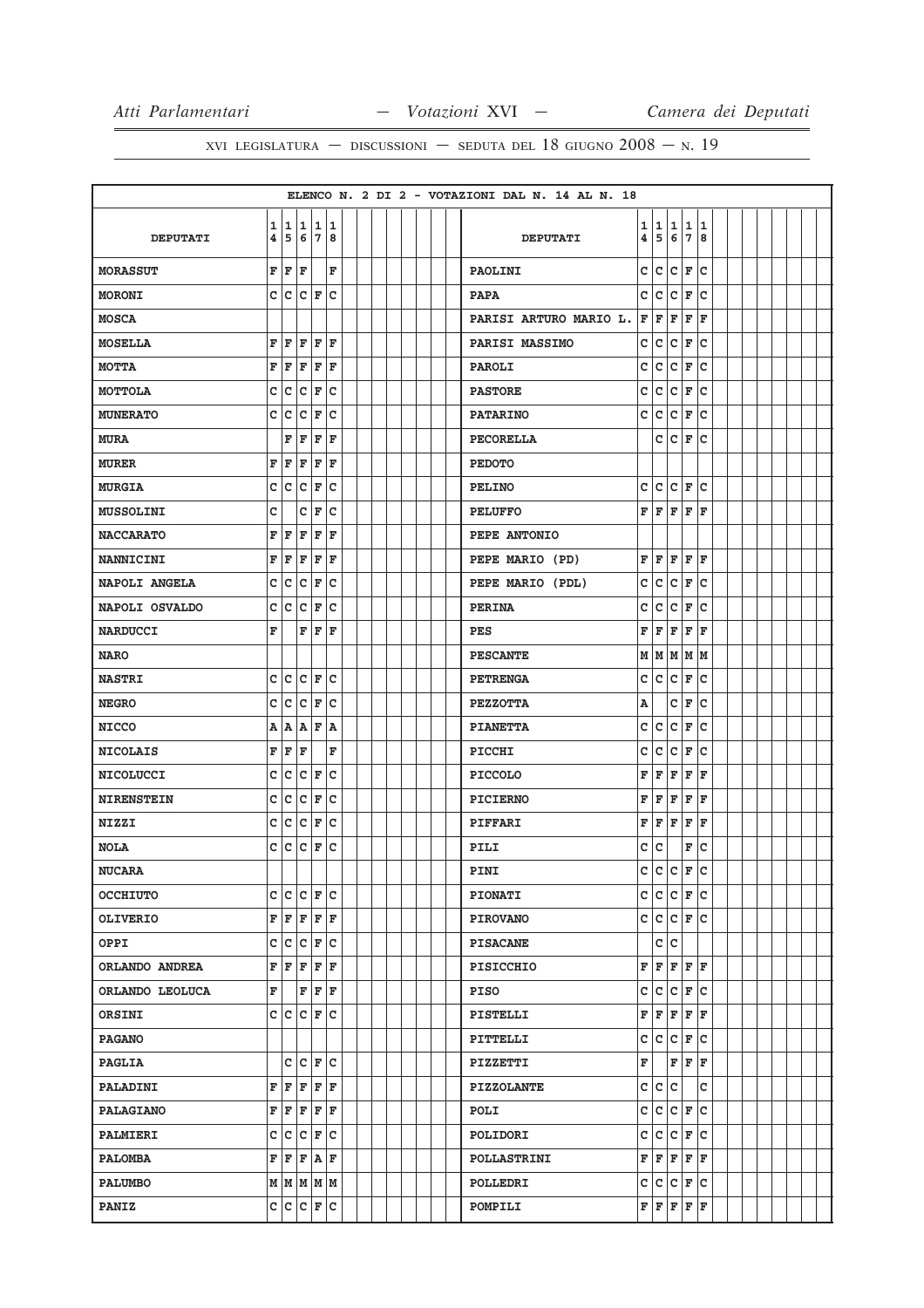XVI LEGISLATURA — DISCUSSIONI — SEDUTA DEL 18 GIUGNO 2008 — N. 19

ELENCO N. 2 DI 2 - VOTAZIONI DAL N. 14 AL N. 18

| DEPUTATI | 14 | 15 | 16 | 17 | 18 | DEPUTATI | 14 | 15 | 16 | 17 | 18 |
|---|---|---|---|---|---|---|---|---|---|---|---|
| MORASSUT | F | F | F | | F | PAOLINI | C | C | C | F | C |
| MORONI | C | C | C | F | C | PAPA | C | C | C | F | C |
| MOSCA | | | | | | PARISI ARTURO MARIO L. | F | F | F | F | F |
| MOSELLA | F | F | F | F | F | PARISI MASSIMO | C | C | C | F | C |
| MOTTA | F | F | F | F | F | PAROLI | C | C | C | F | C |
| MOTTOLA | C | C | C | F | C | PASTORE | C | C | C | F | C |
| MUNERATO | C | C | C | F | C | PATARINO | C | C | C | F | C |
| MURA | | F | F | F | F | PECORELLA | | C | C | F | C |
| MURER | F | F | F | F | F | PEDOTO | | | | | |
| MURGIA | C | C | C | F | C | PELINO | C | C | C | F | C |
| MUSSOLINI | C | | C | F | C | PELUFFO | F | F | F | F | F |
| NACCARATO | F | F | F | F | F | PEPE ANTONIO | | | | | |
| NANNICINI | F | F | F | F | F | PEPE MARIO (PD) | F | F | F | F | F |
| NAPOLI ANGELA | C | C | C | F | C | PEPE MARIO (PDL) | C | C | C | F | C |
| NAPOLI OSVALDO | C | C | C | F | C | PERINA | C | C | C | F | C |
| NARDUCCI | F | | F | F | F | PES | F | F | F | F | F |
| NARO | | | | | | PESCANTE | M | M | M | M | M |
| NASTRI | C | C | C | F | C | PETRENGA | C | C | C | F | C |
| NEGRO | C | C | C | F | C | PEZZOTTA | A | | C | F | C |
| NICCO | A | A | A | F | A | PIANETTA | C | C | C | F | C |
| NICOLAIS | F | F | F | | F | PICCHI | C | C | C | F | C |
| NICOLUCCI | C | C | C | F | C | PICCOLO | F | F | F | F | F |
| NIRENSTEIN | C | C | C | F | C | PICIERNO | F | F | F | F | F |
| NIZZI | C | C | C | F | C | PIFFARI | F | F | F | F | F |
| NOLA | C | C | C | F | C | PILI | C | C | | F | C |
| NUCARA | | | | | | PINI | C | C | C | F | C |
| OCCHIUTO | C | C | C | F | C | PIONATI | C | C | C | F | C |
| OLIVERIO | F | F | F | F | F | PIROVANO | C | C | C | F | C |
| OPPI | C | C | C | F | C | PISACANE | | C | C | | |
| ORLANDO ANDREA | F | F | F | F | F | PISICCHIO | F | F | F | F | F |
| ORLANDO LEOLUCA | F | | F | F | F | PISO | C | C | C | F | C |
| ORSINI | C | C | C | F | C | PISTELLI | F | F | F | F | F |
| PAGANO | | | | | | PITTELLI | C | C | C | F | C |
| PAGLIA | | C | C | F | C | PIZZETTI | F | | F | F | F |
| PALADINI | F | F | F | F | F | PIZZOLANTE | C | C | C | | C |
| PALAGIANO | F | F | F | F | F | POLI | C | C | C | F | C |
| PALMIERI | C | C | C | F | C | POLIDORI | C | C | C | F | C |
| PALOMBA | F | F | F | A | F | POLLASTRINI | F | F | F | F | F |
| PALUMBO | M | M | M | M | M | POLLEDRI | C | C | C | F | C |
| PANIZ | C | C | C | F | C | POMPILI | F | F | F | F | F |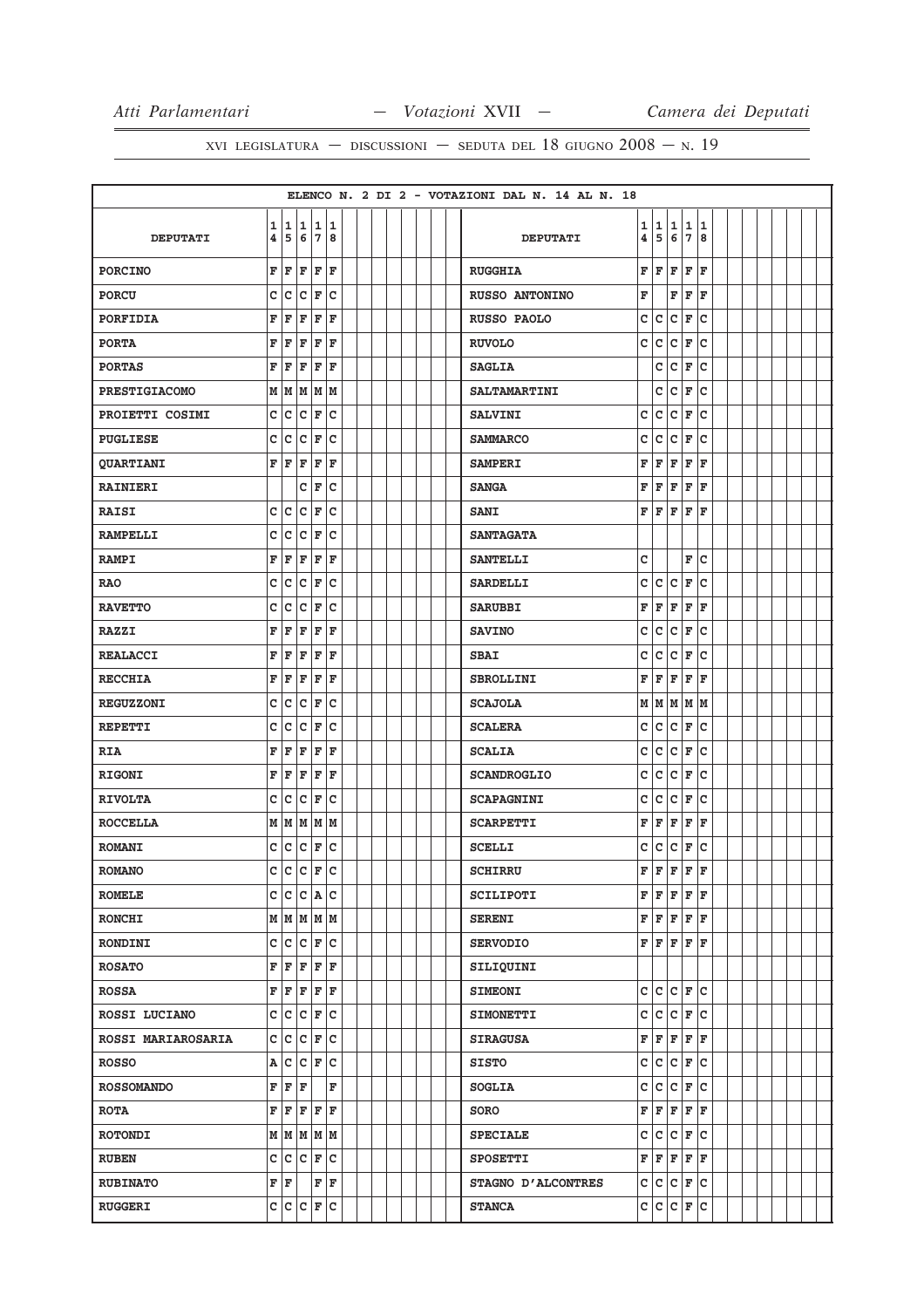XVI LEGISLATURA — DISCUSSIONI — SEDUTA DEL 18 GIUGNO 2008 — N. 19

ELENCO N. 2 DI 2 - VOTAZIONI DAL N. 14 AL N. 18

| DEPUTATI | 14 | 15 | 16 | 17 | 18 | DEPUTATI | 14 | 15 | 16 | 17 | 18 |
|---|---|---|---|---|---|---|---|---|---|---|---|
| PORCINO | F | F | F | F | F | RUGGHIA | F | F | F | F | F |
| PORCU | C | C | C | F | C | RUSSO ANTONINO | F | | F | F | F |
| PORFIDIA | F | F | F | F | F | RUSSO PAOLO | C | C | C | F | C |
| PORTA | F | F | F | F | F | RUVOLO | C | C | C | F | C |
| PORTAS | F | F | F | F | F | SAGLIA | | C | C | F | C |
| PRESTIGIACOMO | M | M | M | M | M | SALTAMARTINI | | C | C | F | C |
| PROIETTI COSIMI | C | C | C | F | C | SALVINI | C | C | C | F | C |
| PUGLIESE | C | C | C | F | C | SAMMARCO | C | C | C | F | C |
| QUARTIANI | F | F | F | F | F | SAMPERI | F | F | F | F | F |
| RAINIERI | | | C | F | C | SANGA | F | F | F | F | F |
| RAISI | C | C | C | F | C | SANI | F | F | F | F | F |
| RAMPELLI | C | C | C | F | C | SANTAGATA | | | | | |
| RAMPI | F | F | F | F | F | SANTELLI | C | | | F | C |
| RAO | C | C | C | F | C | SARDELLI | C | C | C | F | C |
| RAVETTO | C | C | C | F | C | SARUBBI | F | F | F | F | F |
| RAZZI | F | F | F | F | F | SAVINO | C | C | C | F | C |
| REALACCI | F | F | F | F | F | SBAI | C | C | C | F | C |
| RECCHIA | F | F | F | F | F | SBROLLINI | F | F | F | F | F |
| REGUZZONI | C | C | C | F | C | SCAJOLA | M | M | M | M | M |
| REPETTI | C | C | C | F | C | SCALERA | C | C | C | F | C |
| RIA | F | F | F | F | F | SCALIA | C | C | C | F | C |
| RIGONI | F | F | F | F | F | SCANDROGLIO | C | C | C | F | C |
| RIVOLTA | C | C | C | F | C | SCAPAGNINI | C | C | C | F | C |
| ROCCELLA | M | M | M | M | M | SCARPETTI | F | F | F | F | F |
| ROMANI | C | C | C | F | C | SCELLI | C | C | C | F | C |
| ROMANO | C | C | C | F | C | SCHIRRU | F | F | F | F | F |
| ROMELE | C | C | C | A | C | SCILIPOTI | F | F | F | F | F |
| RONCHI | M | M | M | M | M | SERENI | F | F | F | F | F |
| RONDINI | C | C | C | F | C | SERVODIO | F | F | F | F | F |
| ROSATO | F | F | F | F | F | SILIQUINI | | | | | |
| ROSSA | F | F | F | F | F | SIMEONI | C | C | C | F | C |
| ROSSI LUCIANO | C | C | C | F | C | SIMONETTI | C | C | C | F | C |
| ROSSI MARIAROSARIA | C | C | C | F | C | SIRAGUSA | F | F | F | F | F |
| ROSSO | A | C | C | F | C | SISTO | C | C | C | F | C |
| ROSSOMANDO | F | F | F | | F | SOGLIA | C | C | C | F | C |
| ROTA | F | F | F | F | F | SORO | F | F | F | F | F |
| ROTONDI | M | M | M | M | M | SPECIALE | C | C | C | F | C |
| RUBEN | C | C | C | F | C | SPOSETTI | F | F | F | F | F |
| RUBINATO | F | F | | F | F | STAGNO D'ALCONTRES | C | C | C | F | C |
| RUGGERI | C | C | C | F | C | STANCA | C | C | C | F | C |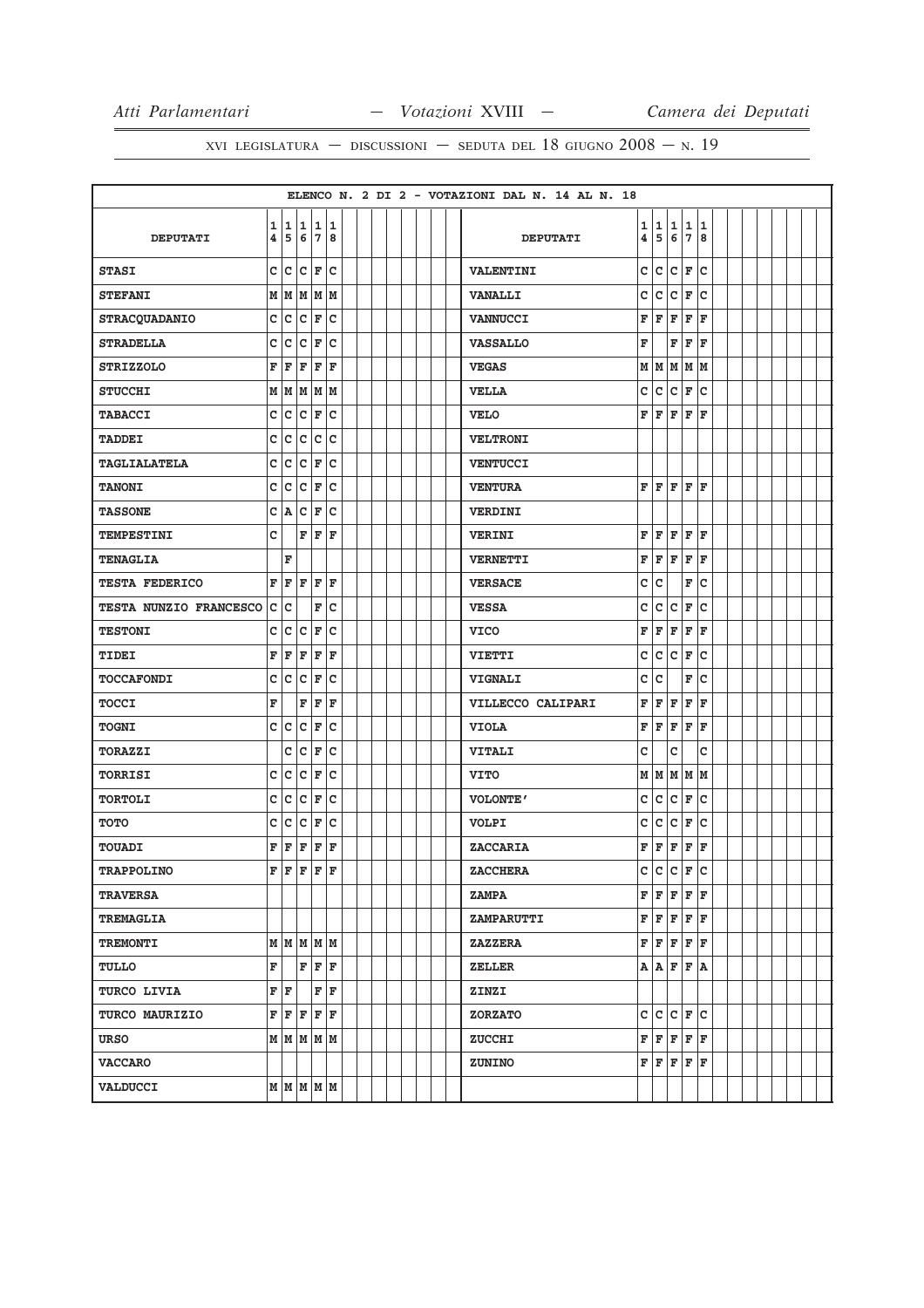ELENCO N. 2 DI 2 - VOTAZIONI DAL N. 14 AL N. 18

| DEPUTATI | 14 | 15 | 16 | 17 | 18 | DEPUTATI | 14 | 15 | 16 | 17 | 18 |
|---|---|---|---|---|---|---|---|---|---|---|---|
| STASI | C | C | C | F | C | VALENTINI | C | C | C | F | C |
| STEFANI | M | M | M | M | M | VANALLI | C | C | C | F | C |
| STRACQUADANIO | C | C | C | F | C | VANNUCCI | F | F | F | F | F |
| STRADELLA | C | C | C | F | C | VASSALLO | F | | F | F | F |
| STRIZZOLO | F | F | F | F | F | VEGAS | M | M | M | M | M |
| STUCCHI | M | M | M | M | M | VELLA | C | C | C | F | C |
| TABACCI | C | C | C | F | C | VELO | F | F | F | F | F |
| TADDEI | C | C | C | C | C | VELTRONI | | | | | |
| TAGLIALATELA | C | C | C | F | C | VENTUCCI | | | | | |
| TANONI | C | C | C | F | C | VENTURA | F | F | F | F | F |
| TASSONE | C | A | C | F | C | VERDINI | | | | | |
| TEMPESTINI | C | | F | F | F | VERINI | F | F | F | F | F |
| TENAGLIA | | F | | | | VERNETTI | F | F | F | F | F |
| TESTA FEDERICO | F | F | F | F | F | VERSACE | C | C | | F | C |
| TESTA NUNZIO FRANCESCO | C | C | | F | C | VESSA | C | C | C | F | C |
| TESTONI | C | C | C | F | C | VICO | F | F | F | F | F |
| TIDEI | F | F | F | F | F | VIETTI | C | C | C | F | C |
| TOCCAFONDI | C | C | C | F | C | VIGNALI | C | C | | F | C |
| TOCCI | F | | F | F | F | VILLECCO CALIPARI | F | F | F | F | F |
| TOGNI | C | C | C | F | C | VIOLA | F | F | F | F | F |
| TORAZZI | | C | C | F | C | VITALI | C | | C | | C |
| TORRISI | C | C | C | F | C | VITO | M | M | M | M | M |
| TORTOLI | C | C | C | F | C | VOLONTE' | C | C | C | F | C |
| TOTO | C | C | C | F | C | VOLPI | C | C | C | F | C |
| TOUADI | F | F | F | F | F | ZACCARIA | F | F | F | F | F |
| TRAPPOLINO | F | F | F | F | F | ZACCHERA | C | C | C | F | C |
| TRAVERSA | | | | | | ZAMPA | F | F | F | F | F |
| TREMAGLIA | | | | | | ZAMPARUTTI | F | F | F | F | F |
| TREMONTI | M | M | M | M | M | ZAZZERA | F | F | F | F | F |
| TULLO | F | | F | F | F | ZELLER | A | A | F | F | A |
| TURCO LIVIA | F | F | | F | F | ZINZI | | | | | |
| TURCO MAURIZIO | F | F | F | F | F | ZORZATO | C | C | C | F | C |
| URSO | M | M | M | M | M | ZUCCHI | F | F | F | F | F |
| VACCARO | | | | | | ZUNINO | F | F | F | F | F |
| VALDUCCI | M | M | M | M | M | | | | | | |